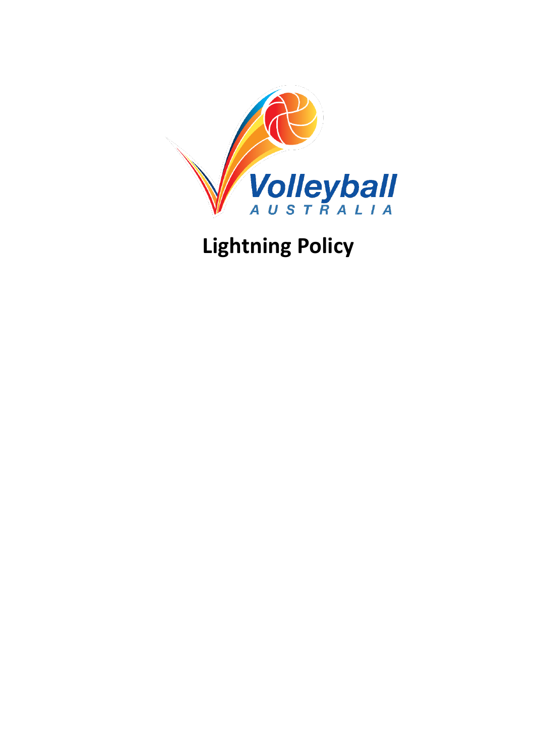Volleyball
AUSTRALIA

# Lightning Policy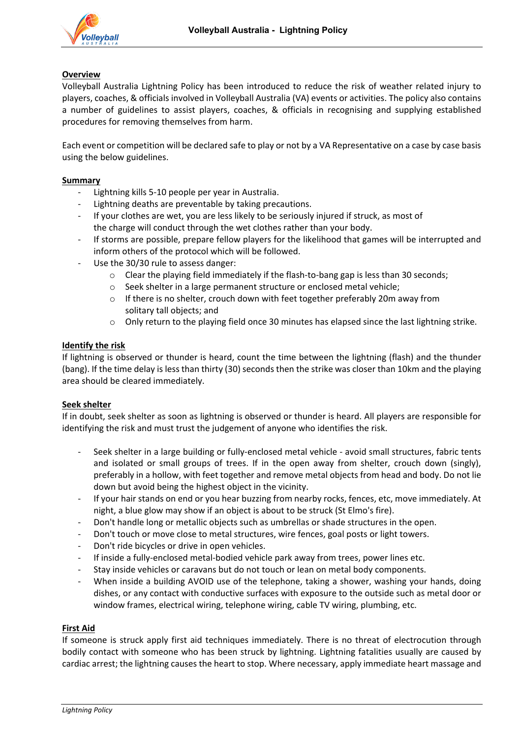**Overview**

Volleyball Australia Lightning Policy has been introduced to reduce the risk of weather related injury to players, coaches, & officials involved in Volleyball Australia (VA) events or activities. The policy also contains a number of guidelines to assist players, coaches, & officials in recognising and supplying established procedures for removing themselves from harm.

Each event or competition will be declared safe to play or not by a VA Representative on a case by case basis using the below guidelines.

**Summary**

- Lightning kills 5-10 people per year in Australia.
- Lightning deaths are preventable by taking precautions.
- If your clothes are wet, you are less likely to be seriously injured if struck, as most of the charge will conduct through the wet clothes rather than your body.
- If storms are possible, prepare fellow players for the likelihood that games will be interrupted and inform others of the protocol which will be followed.
- Use the 30/30 rule to assess danger:
  - Clear the playing field immediately if the flash-to-bang gap is less than 30 seconds;
  - Seek shelter in a large permanent structure or enclosed metal vehicle;
  - If there is no shelter, crouch down with feet together preferably 20m away from solitary tall objects; and
  - Only return to the playing field once 30 minutes has elapsed since the last lightning strike.

**Identify the risk**

If lightning is observed or thunder is heard, count the time between the lightning (flash) and the thunder (bang). If the time delay is less than thirty (30) seconds then the strike was closer than 10km and the playing area should be cleared immediately.

**Seek shelter**

If in doubt, seek shelter as soon as lightning is observed or thunder is heard. All players are responsible for identifying the risk and must trust the judgement of anyone who identifies the risk.

- Seek shelter in a large building or fully-enclosed metal vehicle - avoid small structures, fabric tents and isolated or small groups of trees. If in the open away from shelter, crouch down (singly), preferably in a hollow, with feet together and remove metal objects from head and body. Do not lie down but avoid being the highest object in the vicinity.
- If your hair stands on end or you hear buzzing from nearby rocks, fences, etc, move immediately. At night, a blue glow may show if an object is about to be struck (St Elmo's fire).
- Don't handle long or metallic objects such as umbrellas or shade structures in the open.
- Don't touch or move close to metal structures, wire fences, goal posts or light towers.
- Don't ride bicycles or drive in open vehicles.
- If inside a fully-enclosed metal-bodied vehicle park away from trees, power lines etc.
- Stay inside vehicles or caravans but do not touch or lean on metal body components.
- When inside a building AVOID use of the telephone, taking a shower, washing your hands, doing dishes, or any contact with conductive surfaces with exposure to the outside such as metal door or window frames, electrical wiring, telephone wiring, cable TV wiring, plumbing, etc.

**First Aid**

If someone is struck apply first aid techniques immediately. There is no threat of electrocution through bodily contact with someone who has been struck by lightning. Lightning fatalities usually are caused by cardiac arrest; the lightning causes the heart to stop. Where necessary, apply immediate heart massage and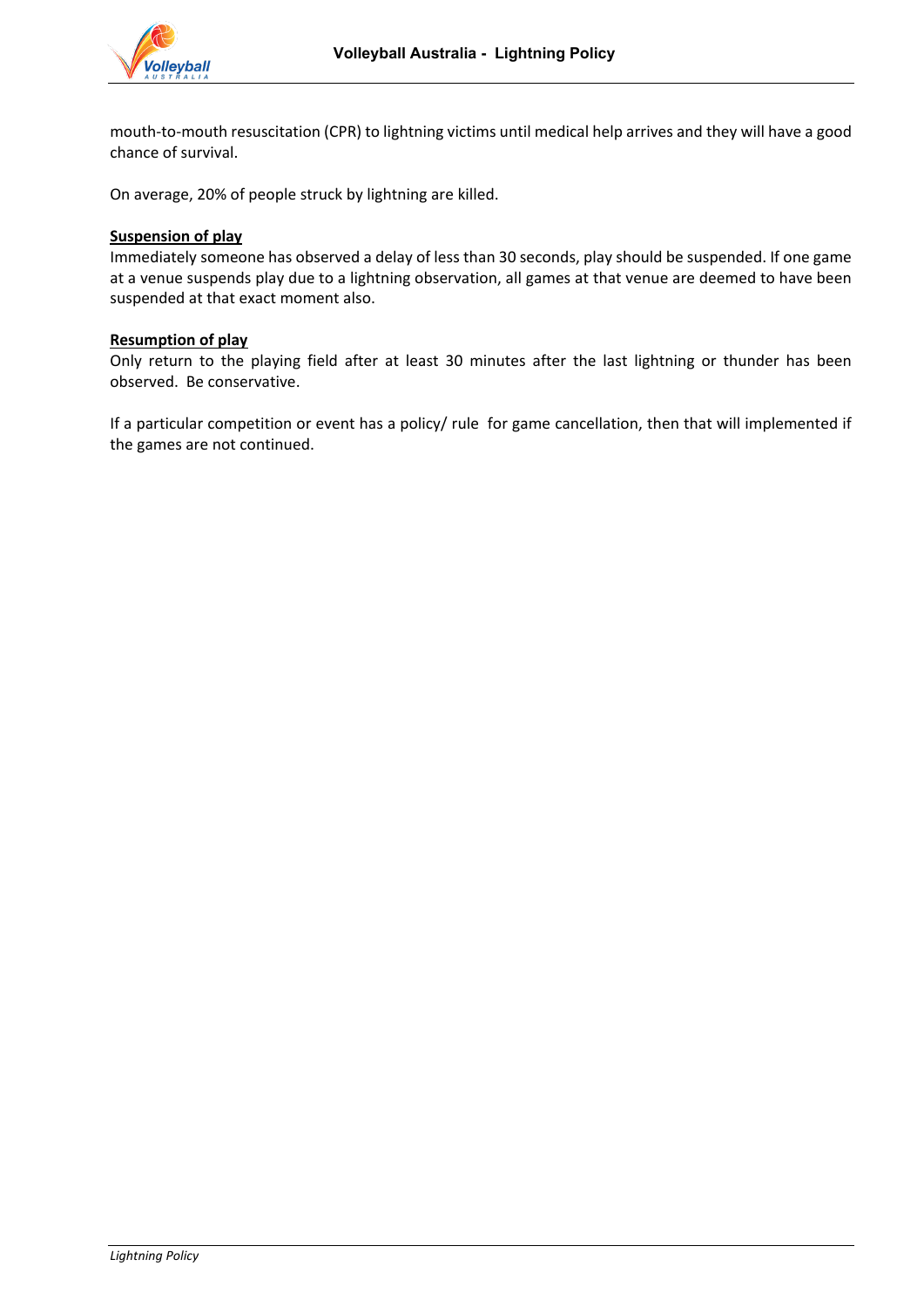mouth-to-mouth resuscitation (CPR) to lightning victims until medical help arrives and they will have a good chance of survival.

On average, 20% of people struck by lightning are killed.

**Suspension of play**

Immediately someone has observed a delay of less than 30 seconds, play should be suspended. If one game at a venue suspends play due to a lightning observation, all games at that venue are deemed to have been suspended at that exact moment also.

**Resumption of play**

Only return to the playing field after at least 30 minutes after the last lightning or thunder has been observed. Be conservative.

If a particular competition or event has a policy/ rule for game cancellation, then that will implemented if the games are not continued.